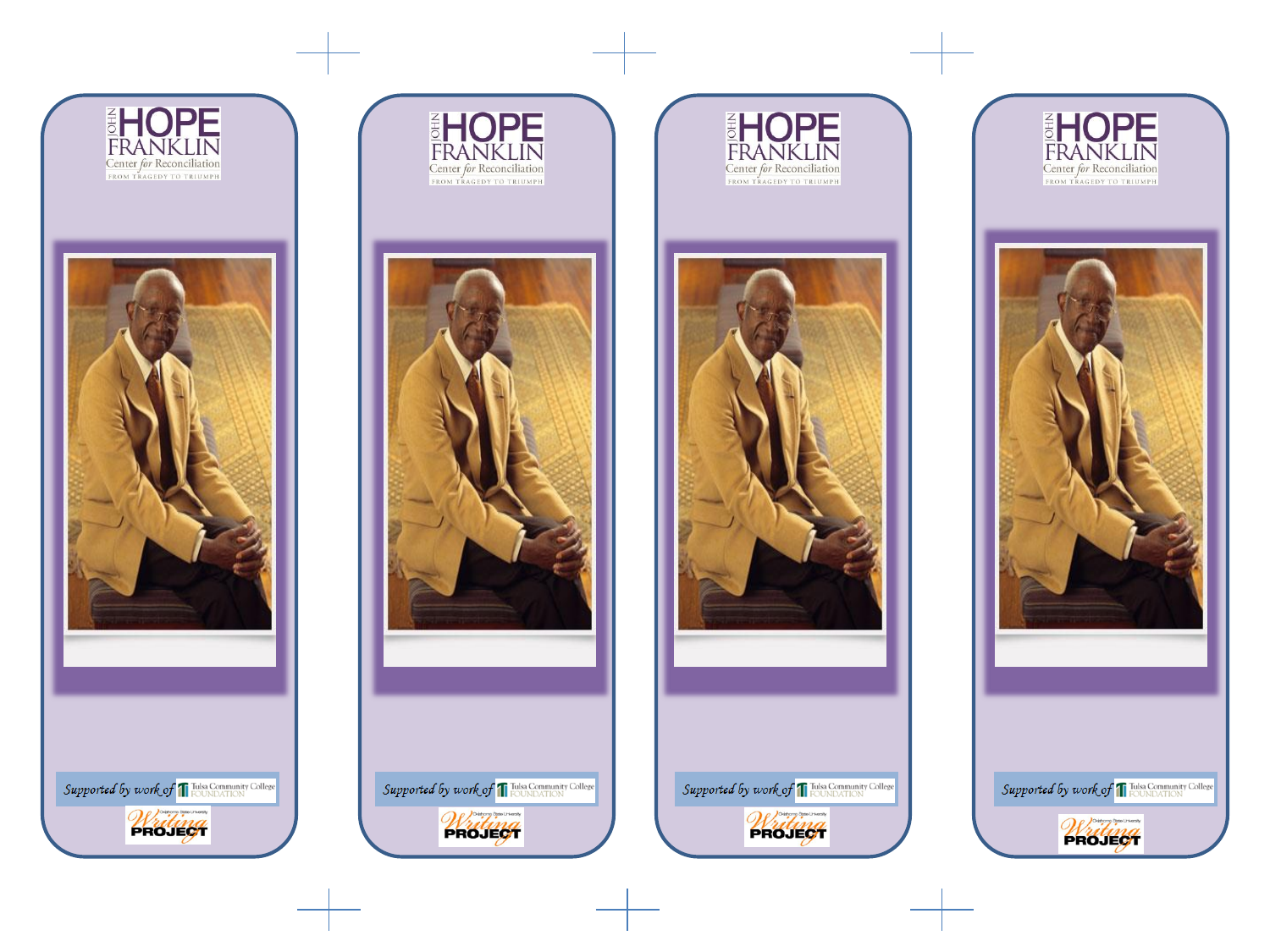JOHN HOPE FRANKLIN
Center for Reconciliation
FROM TRAGEDY TO TRIUMPH

*Supported by work of* Tulsa Community College FOUNDATION

Oklahoma State University Writing PROJECT

JOHN HOPE FRANKLIN
Center for Reconciliation
FROM TRAGEDY TO TRIUMPH

*Supported by work of* Tulsa Community College FOUNDATION

Oklahoma State University Writing PROJECT

JOHN HOPE FRANKLIN
Center for Reconciliation
FROM TRAGEDY TO TRIUMPH

*Supported by work of* Tulsa Community College FOUNDATION

Oklahoma State University Writing PROJECT

JOHN HOPE FRANKLIN
Center for Reconciliation
FROM TRAGEDY TO TRIUMPH

*Supported by work of* Tulsa Community College FOUNDATION

Oklahoma State University Writing PROJECT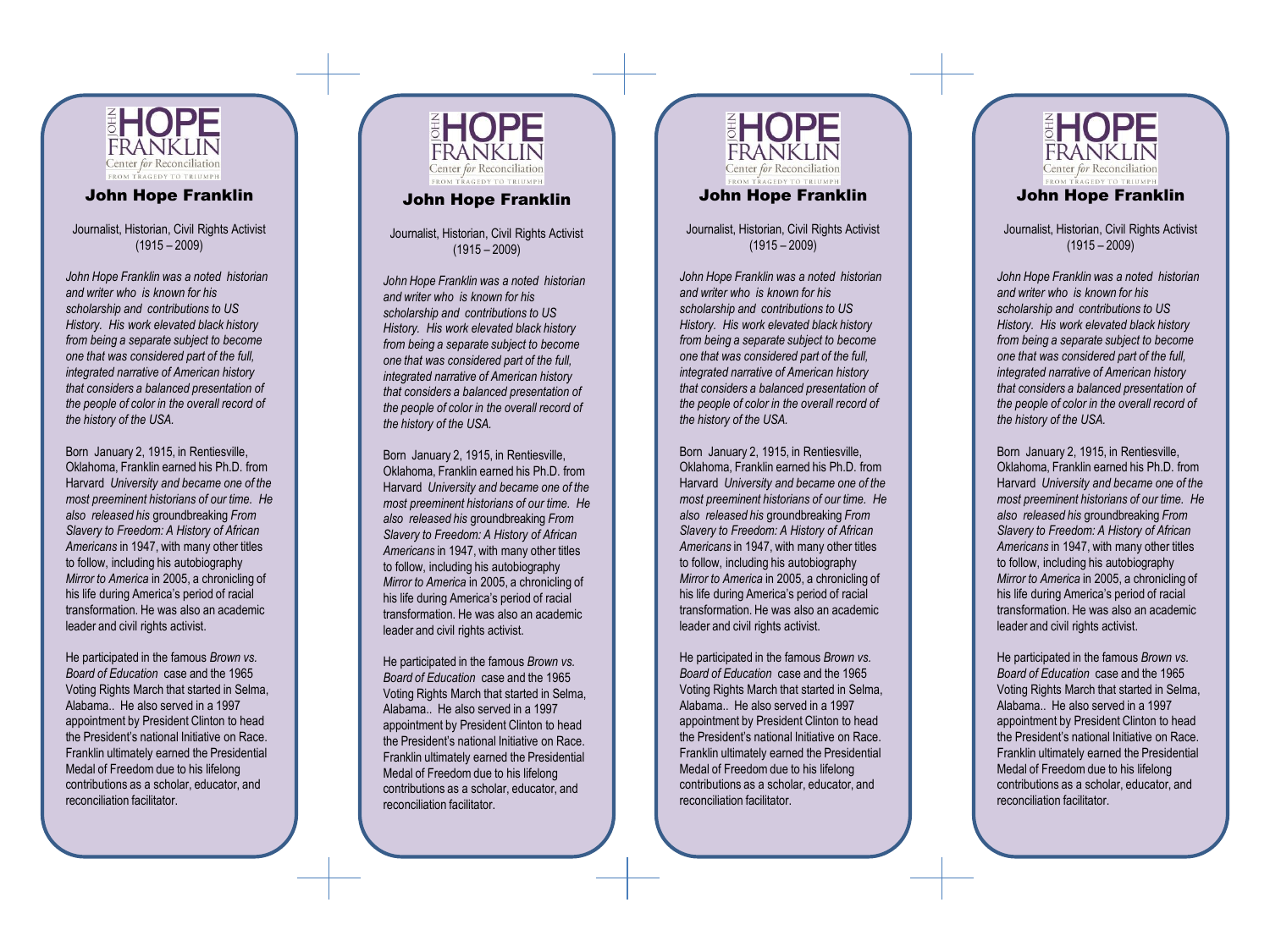JOHN HOPE FRANKLIN
Center for Reconciliation
FROM TRAGEDY TO TRIUMPH

## John Hope Franklin

Journalist, Historian, Civil Rights Activist
(1915 – 2009)

*John Hope Franklin was a noted historian and writer who is known for his scholarship and contributions to US History. His work elevated black history from being a separate subject to become one that was considered part of the full, integrated narrative of American history that considers a balanced presentation of the people of color in the overall record of the history of the USA.*

Born January 2, 1915, in Rentiesville, Oklahoma, Franklin earned his Ph.D. from Harvard *University and became one of the most preeminent historians of our time. He also released his* groundbreaking *From Slavery to Freedom: A History of African Americans* in 1947, with many other titles to follow, including his autobiography *Mirror to America* in 2005, a chronicling of his life during America's period of racial transformation. He was also an academic leader and civil rights activist.

He participated in the famous *Brown vs. Board of Education* case and the 1965 Voting Rights March that started in Selma, Alabama.. He also served in a 1997 appointment by President Clinton to head the President's national Initiative on Race. Franklin ultimately earned the Presidential Medal of Freedom due to his lifelong contributions as a scholar, educator, and reconciliation facilitator.

JOHN HOPE FRANKLIN
Center for Reconciliation
FROM TRAGEDY TO TRIUMPH

## John Hope Franklin

Journalist, Historian, Civil Rights Activist
(1915 – 2009)

*John Hope Franklin was a noted historian and writer who is known for his scholarship and contributions to US History. His work elevated black history from being a separate subject to become one that was considered part of the full, integrated narrative of American history that considers a balanced presentation of the people of color in the overall record of the history of the USA.*

Born January 2, 1915, in Rentiesville, Oklahoma, Franklin earned his Ph.D. from Harvard *University and became one of the most preeminent historians of our time. He also released his* groundbreaking *From Slavery to Freedom: A History of African Americans* in 1947, with many other titles to follow, including his autobiography *Mirror to America* in 2005, a chronicling of his life during America's period of racial transformation. He was also an academic leader and civil rights activist.

He participated in the famous *Brown vs. Board of Education* case and the 1965 Voting Rights March that started in Selma, Alabama.. He also served in a 1997 appointment by President Clinton to head the President's national Initiative on Race. Franklin ultimately earned the Presidential Medal of Freedom due to his lifelong contributions as a scholar, educator, and reconciliation facilitator.

JOHN HOPE FRANKLIN
Center for Reconciliation
FROM TRAGEDY TO TRIUMPH

## John Hope Franklin

Journalist, Historian, Civil Rights Activist
(1915 – 2009)

*John Hope Franklin was a noted historian and writer who is known for his scholarship and contributions to US History. His work elevated black history from being a separate subject to become one that was considered part of the full, integrated narrative of American history that considers a balanced presentation of the people of color in the overall record of the history of the USA.*

Born January 2, 1915, in Rentiesville, Oklahoma, Franklin earned his Ph.D. from Harvard *University and became one of the most preeminent historians of our time. He also released his* groundbreaking *From Slavery to Freedom: A History of African Americans* in 1947, with many other titles to follow, including his autobiography *Mirror to America* in 2005, a chronicling of his life during America's period of racial transformation. He was also an academic leader and civil rights activist.

He participated in the famous *Brown vs. Board of Education* case and the 1965 Voting Rights March that started in Selma, Alabama.. He also served in a 1997 appointment by President Clinton to head the President's national Initiative on Race. Franklin ultimately earned the Presidential Medal of Freedom due to his lifelong contributions as a scholar, educator, and reconciliation facilitator.

JOHN HOPE FRANKLIN
Center for Reconciliation
FROM TRAGEDY TO TRIUMPH

## John Hope Franklin

Journalist, Historian, Civil Rights Activist
(1915 – 2009)

*John Hope Franklin was a noted historian and writer who is known for his scholarship and contributions to US History. His work elevated black history from being a separate subject to become one that was considered part of the full, integrated narrative of American history that considers a balanced presentation of the people of color in the overall record of the history of the USA.*

Born January 2, 1915, in Rentiesville, Oklahoma, Franklin earned his Ph.D. from Harvard *University and became one of the most preeminent historians of our time. He also released his* groundbreaking *From Slavery to Freedom: A History of African Americans* in 1947, with many other titles to follow, including his autobiography *Mirror to America* in 2005, a chronicling of his life during America's period of racial transformation. He was also an academic leader and civil rights activist.

He participated in the famous *Brown vs. Board of Education* case and the 1965 Voting Rights March that started in Selma, Alabama.. He also served in a 1997 appointment by President Clinton to head the President's national Initiative on Race. Franklin ultimately earned the Presidential Medal of Freedom due to his lifelong contributions as a scholar, educator, and reconciliation facilitator.